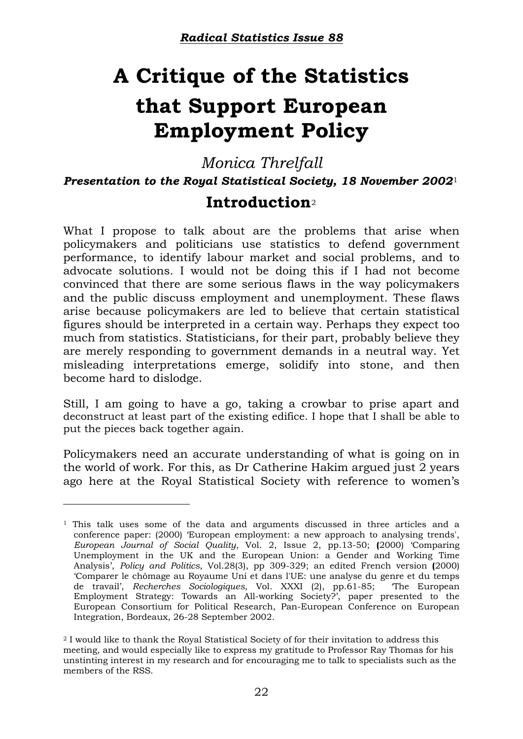# A Critique of the Statistics that Support European Employment Policy

*Monica Threlfall*

***Presentation to the Royal Statistical Society, 18 November 2002***[1]

## Introduction[2]

What I propose to talk about are the problems that arise when policymakers and politicians use statistics to defend government performance, to identify labour market and social problems, and to advocate solutions. I would not be doing this if I had not become convinced that there are some serious flaws in the way policymakers and the public discuss employment and unemployment. These flaws arise because policymakers are led to believe that certain statistical figures should be interpreted in a certain way. Perhaps they expect too much from statistics. Statisticians, for their part, probably believe they are merely responding to government demands in a neutral way. Yet misleading interpretations emerge, solidify into stone, and then become hard to dislodge.

Still, I am going to have a go, taking a crowbar to prise apart and deconstruct at least part of the existing edifice. I hope that I shall be able to put the pieces back together again.

Policymakers need an accurate understanding of what is going on in the world of work. For this, as Dr Catherine Hakim argued just 2 years ago here at the Royal Statistical Society with reference to women's

---

[1] This talk uses some of the data and arguments discussed in three articles and a conference paper: (2000) 'European employment: a new approach to analysing trends', *European Journal of Social Quality*, Vol. 2, Issue 2, pp.13-50; (2000) 'Comparing Unemployment in the UK and the European Union: a Gender and Working Time Analysis', *Policy and Politics*, Vol.28(3), pp 309-329; an edited French version (2000) 'Comparer le chômage au Royaume Uni et dans l'UE: une analyse du genre et du temps de travail', *Recherches Sociologiques*, Vol. XXXI (2), pp.61-85; 'The European Employment Strategy: Towards an All-working Society?', paper presented to the European Consortium for Political Research, Pan-European Conference on European Integration, Bordeaux, 26-28 September 2002.

[2] I would like to thank the Royal Statistical Society of for their invitation to address this meeting, and would especially like to express my gratitude to Professor Ray Thomas for his unstinting interest in my research and for encouraging me to talk to specialists such as the members of the RSS.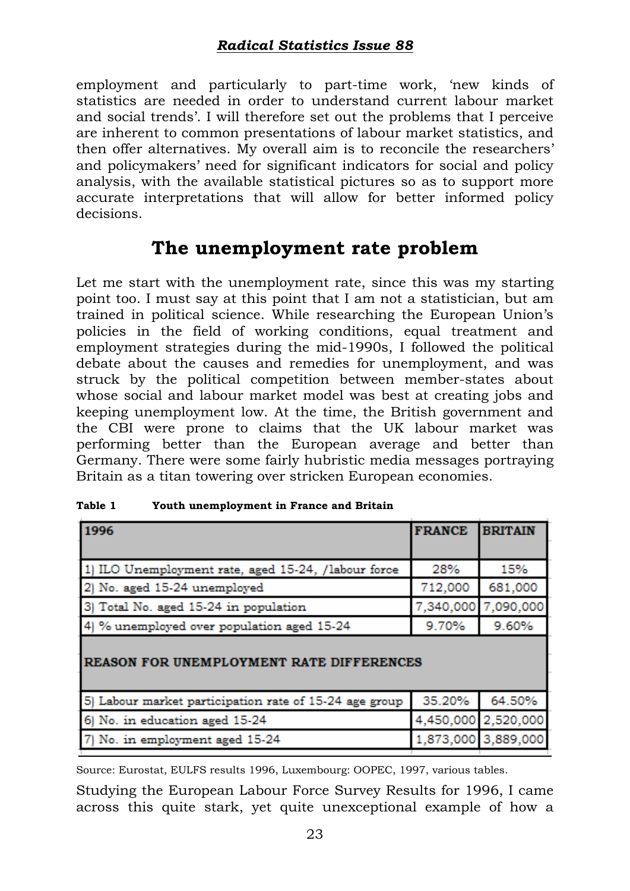employment and particularly to part-time work, 'new kinds of statistics are needed in order to understand current labour market and social trends'. I will therefore set out the problems that I perceive are inherent to common presentations of labour market statistics, and then offer alternatives. My overall aim is to reconcile the researchers' and policymakers' need for significant indicators for social and policy analysis, with the available statistical pictures so as to support more accurate interpretations that will allow for better informed policy decisions.

## The unemployment rate problem

Let me start with the unemployment rate, since this was my starting point too. I must say at this point that I am not a statistician, but am trained in political science. While researching the European Union's policies in the field of working conditions, equal treatment and employment strategies during the mid-1990s, I followed the political debate about the causes and remedies for unemployment, and was struck by the political competition between member-states about whose social and labour market model was best at creating jobs and keeping unemployment low. At the time, the British government and the CBI were prone to claims that the UK labour market was performing better than the European average and better than Germany. There were some fairly hubristic media messages portraying Britain as a titan towering over stricken European economies.

**Table 1 Youth unemployment in France and Britain**

| 1996 | FRANCE | BRITAIN |
|---|---|---|
| 1) ILO Unemployment rate, aged 15-24, /labour force | 28% | 15% |
| 2) No. aged 15-24 unemployed | 712,000 | 681,000 |
| 3) Total No. aged 15-24 in population | 7,340,000 | 7,090,000 |
| 4) % unemployed over population aged 15-24 | 9.70% | 9.60% |
| **REASON FOR UNEMPLOYMENT RATE DIFFERENCES** | | |
| 5) Labour market participation rate of 15-24 age group | 35.20% | 64.50% |
| 6) No. in education aged 15-24 | 4,450,000 | 2,520,000 |
| 7) No. in employment aged 15-24 | 1,873,000 | 3,889,000 |

Source: Eurostat, EULFS results 1996, Luxembourg: OOPEC, 1997, various tables.

Studying the European Labour Force Survey Results for 1996, I came across this quite stark, yet quite unexceptional example of how a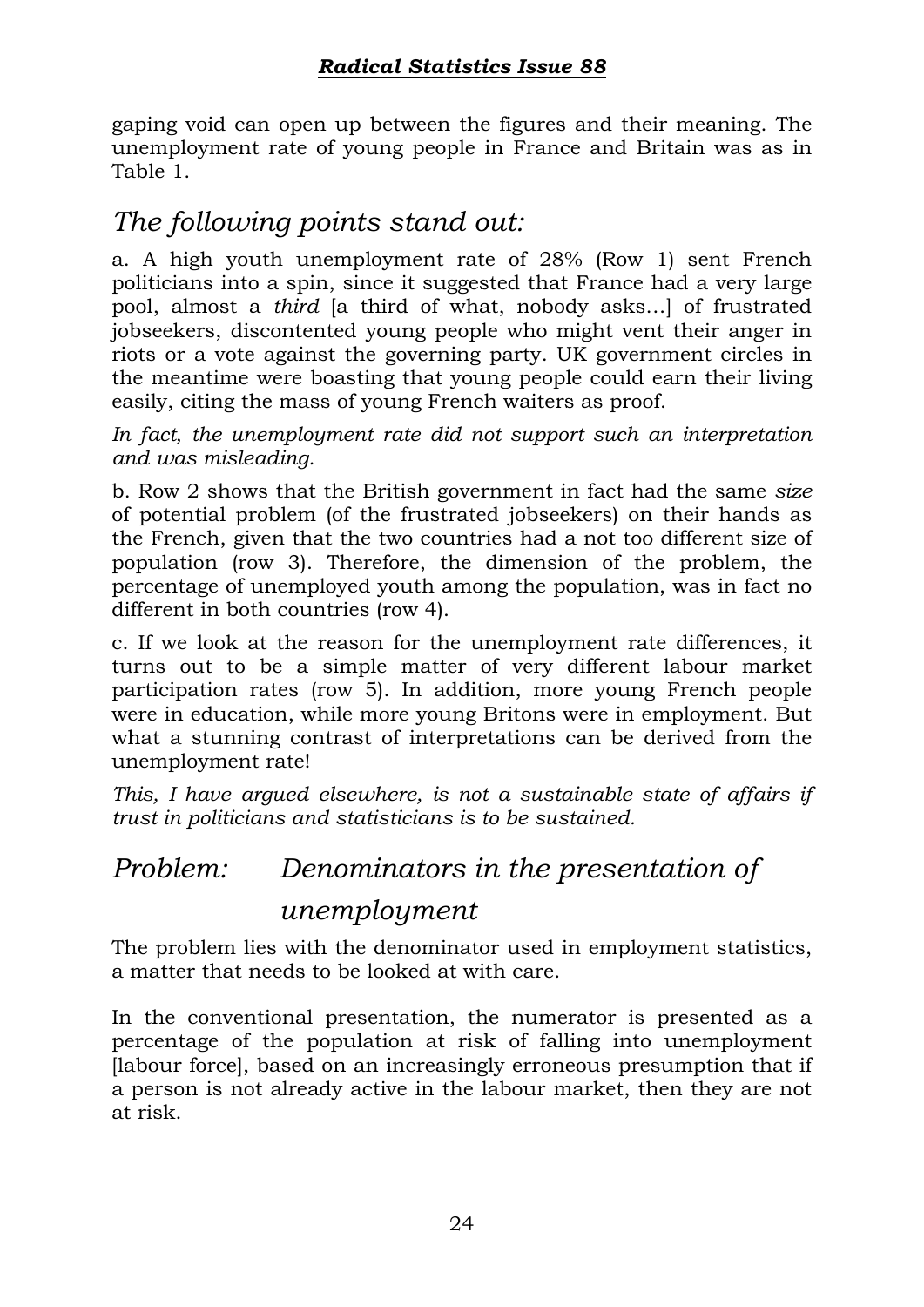gaping void can open up between the figures and their meaning. The unemployment rate of young people in France and Britain was as in Table 1.

## *The following points stand out:*

a. A high youth unemployment rate of 28% (Row 1) sent French politicians into a spin, since it suggested that France had a very large pool, almost a *third* [a third of what, nobody asks...] of frustrated jobseekers, discontented young people who might vent their anger in riots or a vote against the governing party. UK government circles in the meantime were boasting that young people could earn their living easily, citing the mass of young French waiters as proof.

*In fact, the unemployment rate did not support such an interpretation and was misleading.*

b. Row 2 shows that the British government in fact had the same *size* of potential problem (of the frustrated jobseekers) on their hands as the French, given that the two countries had a not too different size of population (row 3). Therefore, the dimension of the problem, the percentage of unemployed youth among the population, was in fact no different in both countries (row 4).

c. If we look at the reason for the unemployment rate differences, it turns out to be a simple matter of very different labour market participation rates (row 5). In addition, more young French people were in education, while more young Britons were in employment. But what a stunning contrast of interpretations can be derived from the unemployment rate!

*This, I have argued elsewhere, is not a sustainable state of affairs if trust in politicians and statisticians is to be sustained.*

## *Problem: Denominators in the presentation of unemployment*

The problem lies with the denominator used in employment statistics, a matter that needs to be looked at with care.

In the conventional presentation, the numerator is presented as a percentage of the population at risk of falling into unemployment [labour force], based on an increasingly erroneous presumption that if a person is not already active in the labour market, then they are not at risk.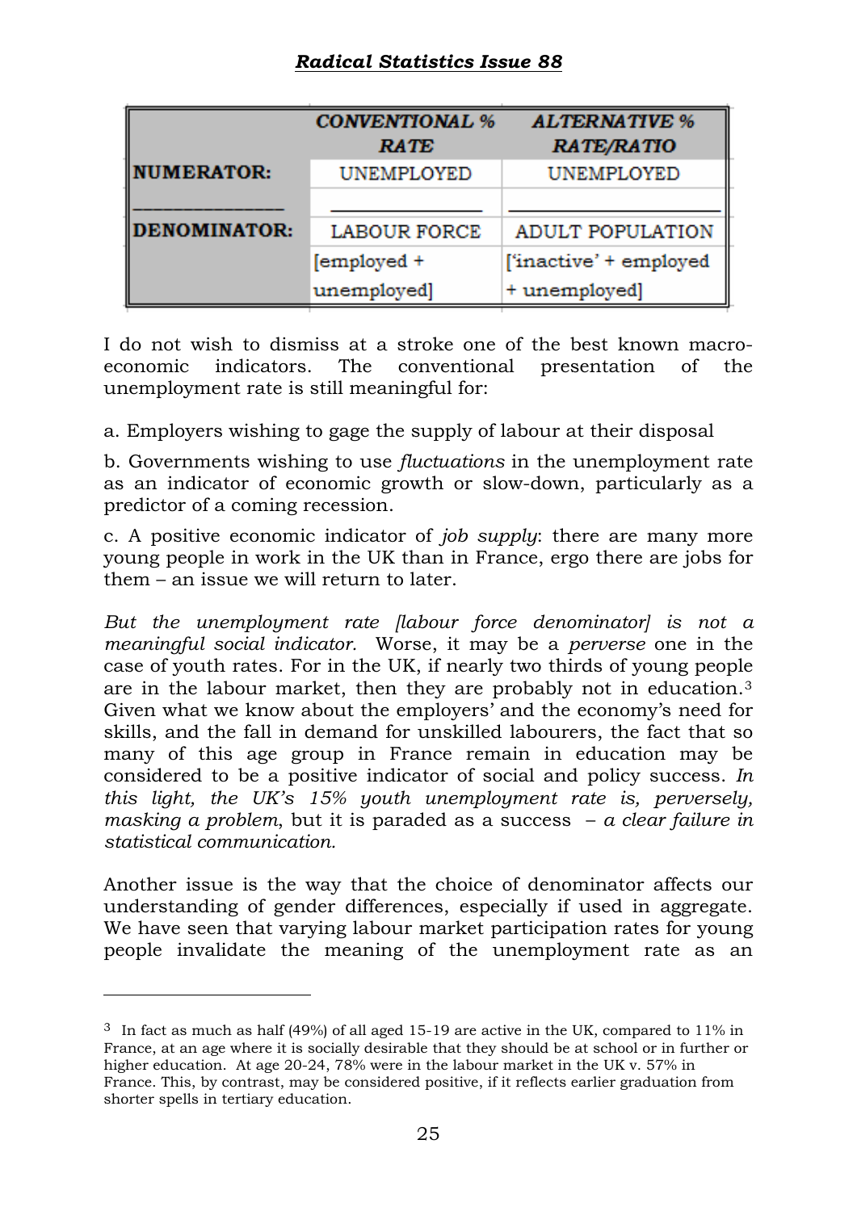| | CONVENTIONAL % RATE | ALTERNATIVE % RATE/RATIO |
|---|---|---|
| NUMERATOR: | UNEMPLOYED | UNEMPLOYED |
| DENOMINATOR: | LABOUR FORCE | ADULT POPULATION |
| | [employed + unemployed] | ['inactive' + employed + unemployed] |

I do not wish to dismiss at a stroke one of the best known macro-economic indicators. The conventional presentation of the unemployment rate is still meaningful for:

a. Employers wishing to gage the supply of labour at their disposal

b. Governments wishing to use *fluctuations* in the unemployment rate as an indicator of economic growth or slow-down, particularly as a predictor of a coming recession.

c. A positive economic indicator of *job supply*: there are many more young people in work in the UK than in France, ergo there are jobs for them – an issue we will return to later.

*But the unemployment rate [labour force denominator] is not a meaningful social indicator.* Worse, it may be a *perverse* one in the case of youth rates. For in the UK, if nearly two thirds of young people are in the labour market, then they are probably not in education.[3] Given what we know about the employers' and the economy's need for skills, and the fall in demand for unskilled labourers, the fact that so many of this age group in France remain in education may be considered to be a positive indicator of social and policy success. *In this light, the UK's 15% youth unemployment rate is, perversely, masking a problem*, but it is paraded as a success – *a clear failure in statistical communication.*

Another issue is the way that the choice of denominator affects our understanding of gender differences, especially if used in aggregate. We have seen that varying labour market participation rates for young people invalidate the meaning of the unemployment rate as an

---

[3] In fact as much as half (49%) of all aged 15-19 are active in the UK, compared to 11% in France, at an age where it is socially desirable that they should be at school or in further or higher education. At age 20-24, 78% were in the labour market in the UK v. 57% in France. This, by contrast, may be considered positive, if it reflects earlier graduation from shorter spells in tertiary education.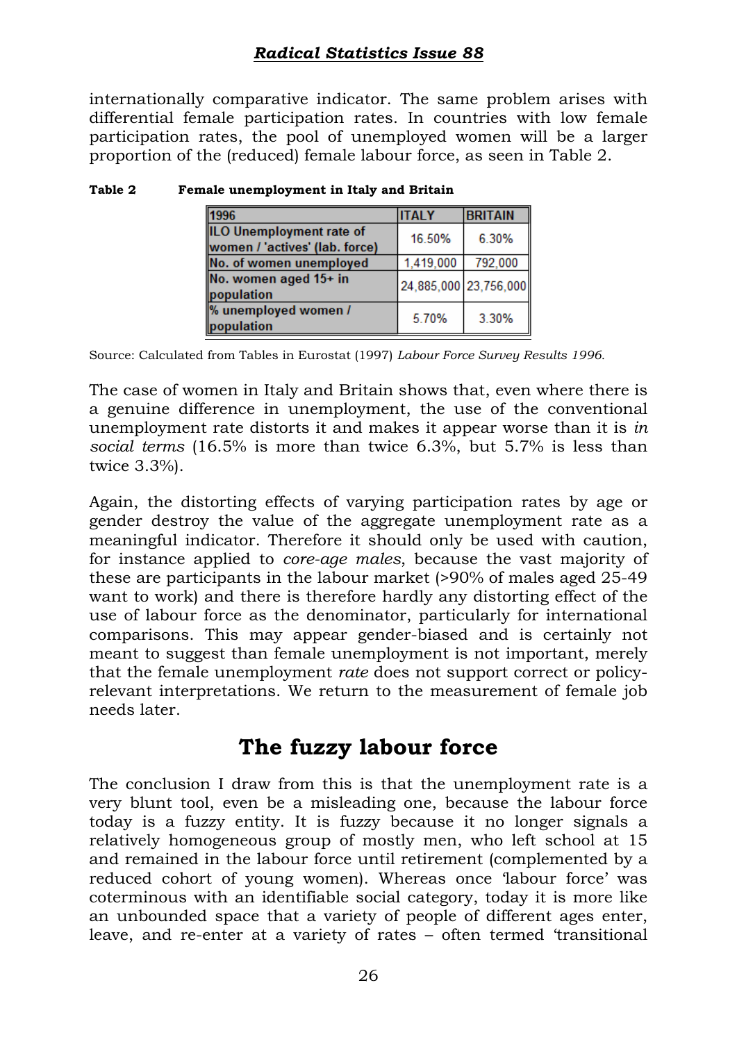internationally comparative indicator. The same problem arises with differential female participation rates. In countries with low female participation rates, the pool of unemployed women will be a larger proportion of the (reduced) female labour force, as seen in Table 2.

**Table 2 Female unemployment in Italy and Britain**

| 1996 | ITALY | BRITAIN |
|---|---|---|
| ILO Unemployment rate of women / 'actives' (lab. force) | 16.50% | 6.30% |
| No. of women unemployed | 1,419,000 | 792,000 |
| No. women aged 15+ in population | 24,885,000 | 23,756,000 |
| % unemployed women / population | 5.70% | 3.30% |

Source: Calculated from Tables in Eurostat (1997) *Labour Force Survey Results 1996.*

The case of women in Italy and Britain shows that, even where there is a genuine difference in unemployment, the use of the conventional unemployment rate distorts it and makes it appear worse than it is *in social terms* (16.5% is more than twice 6.3%, but 5.7% is less than twice 3.3%).

Again, the distorting effects of varying participation rates by age or gender destroy the value of the aggregate unemployment rate as a meaningful indicator. Therefore it should only be used with caution, for instance applied to *core-age males*, because the vast majority of these are participants in the labour market (>90% of males aged 25-49 want to work) and there is therefore hardly any distorting effect of the use of labour force as the denominator, particularly for international comparisons. This may appear gender-biased and is certainly not meant to suggest than female unemployment is not important, merely that the female unemployment *rate* does not support correct or policy-relevant interpretations. We return to the measurement of female job needs later.

## The fuzzy labour force

The conclusion I draw from this is that the unemployment rate is a very blunt tool, even be a misleading one, because the labour force today is a fuzzy entity. It is fuzzy because it no longer signals a relatively homogeneous group of mostly men, who left school at 15 and remained in the labour force until retirement (complemented by a reduced cohort of young women). Whereas once 'labour force' was coterminous with an identifiable social category, today it is more like an unbounded space that a variety of people of different ages enter, leave, and re-enter at a variety of rates – often termed 'transitional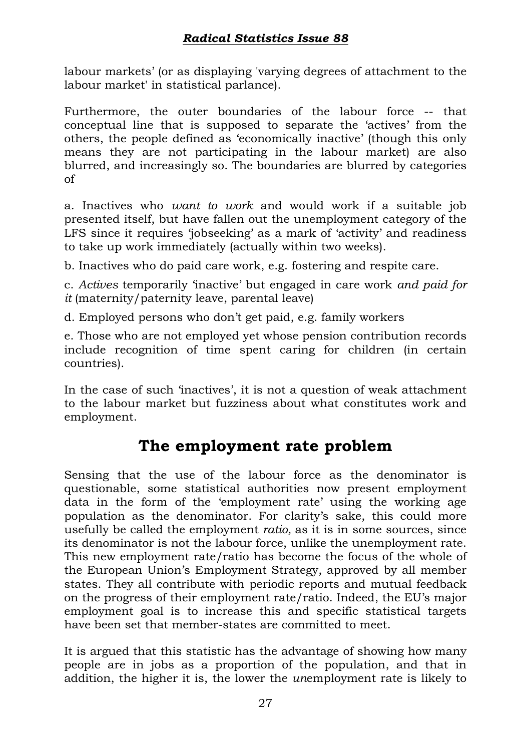labour markets' (or as displaying 'varying degrees of attachment to the labour market' in statistical parlance).

Furthermore, the outer boundaries of the labour force -- that conceptual line that is supposed to separate the 'actives' from the others, the people defined as 'economically inactive' (though this only means they are not participating in the labour market) are also blurred, and increasingly so. The boundaries are blurred by categories of

a. Inactives who *want to work* and would work if a suitable job presented itself, but have fallen out the unemployment category of the LFS since it requires 'jobseeking' as a mark of 'activity' and readiness to take up work immediately (actually within two weeks).

b. Inactives who do paid care work, e.g. fostering and respite care.

c. *Actives* temporarily 'inactive' but engaged in care work *and paid for it* (maternity/paternity leave, parental leave)

d. Employed persons who don't get paid, e.g. family workers

e. Those who are not employed yet whose pension contribution records include recognition of time spent caring for children (in certain countries).

In the case of such 'inactives', it is not a question of weak attachment to the labour market but fuzziness about what constitutes work and employment.

## The employment rate problem

Sensing that the use of the labour force as the denominator is questionable, some statistical authorities now present employment data in the form of the 'employment rate' using the working age population as the denominator. For clarity's sake, this could more usefully be called the employment *ratio,* as it is in some sources, since its denominator is not the labour force, unlike the unemployment rate. This new employment rate/ratio has become the focus of the whole of the European Union's Employment Strategy, approved by all member states. They all contribute with periodic reports and mutual feedback on the progress of their employment rate/ratio. Indeed, the EU's major employment goal is to increase this and specific statistical targets have been set that member-states are committed to meet.

It is argued that this statistic has the advantage of showing how many people are in jobs as a proportion of the population, and that in addition, the higher it is, the lower the *un*employment rate is likely to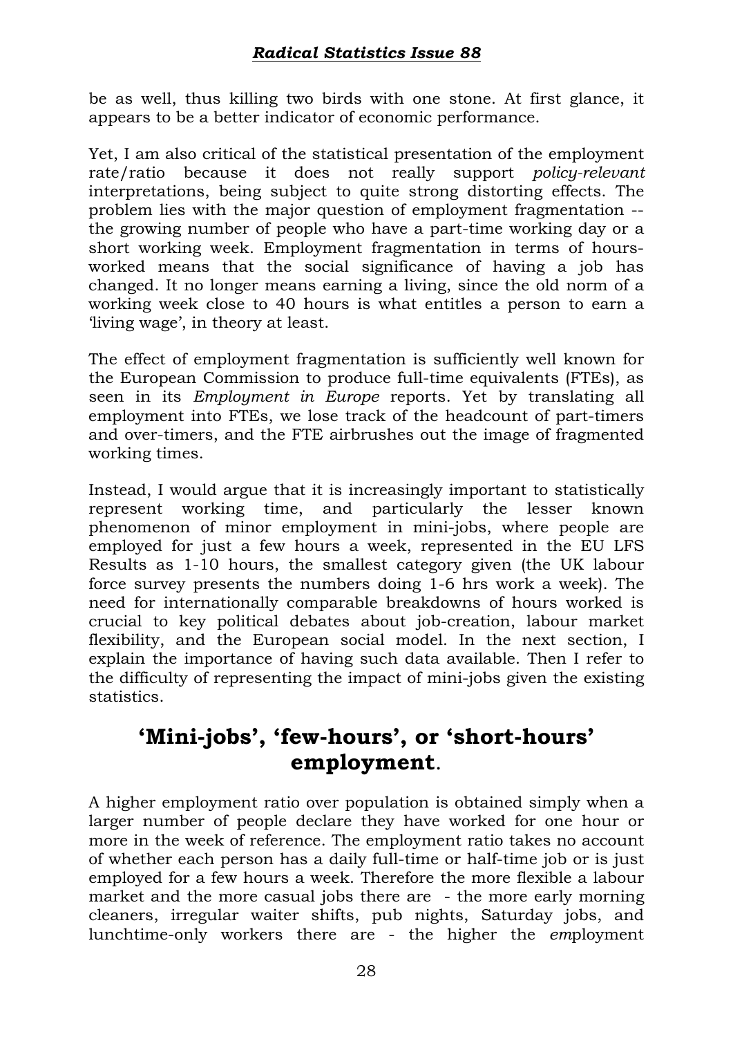be as well, thus killing two birds with one stone. At first glance, it appears to be a better indicator of economic performance.

Yet, I am also critical of the statistical presentation of the employment rate/ratio because it does not really support *policy-relevant* interpretations, being subject to quite strong distorting effects. The problem lies with the major question of employment fragmentation -- the growing number of people who have a part-time working day or a short working week. Employment fragmentation in terms of hours-worked means that the social significance of having a job has changed. It no longer means earning a living, since the old norm of a working week close to 40 hours is what entitles a person to earn a 'living wage', in theory at least.

The effect of employment fragmentation is sufficiently well known for the European Commission to produce full-time equivalents (FTEs), as seen in its *Employment in Europe* reports. Yet by translating all employment into FTEs, we lose track of the headcount of part-timers and over-timers, and the FTE airbrushes out the image of fragmented working times.

Instead, I would argue that it is increasingly important to statistically represent working time, and particularly the lesser known phenomenon of minor employment in mini-jobs, where people are employed for just a few hours a week, represented in the EU LFS Results as 1-10 hours, the smallest category given (the UK labour force survey presents the numbers doing 1-6 hrs work a week). The need for internationally comparable breakdowns of hours worked is crucial to key political debates about job-creation, labour market flexibility, and the European social model. In the next section, I explain the importance of having such data available. Then I refer to the difficulty of representing the impact of mini-jobs given the existing statistics.

## 'Mini-jobs', 'few-hours', or 'short-hours' employment.

A higher employment ratio over population is obtained simply when a larger number of people declare they have worked for one hour or more in the week of reference. The employment ratio takes no account of whether each person has a daily full-time or half-time job or is just employed for a few hours a week. Therefore the more flexible a labour market and the more casual jobs there are - the more early morning cleaners, irregular waiter shifts, pub nights, Saturday jobs, and lunchtime-only workers there are - the higher the *em*ployment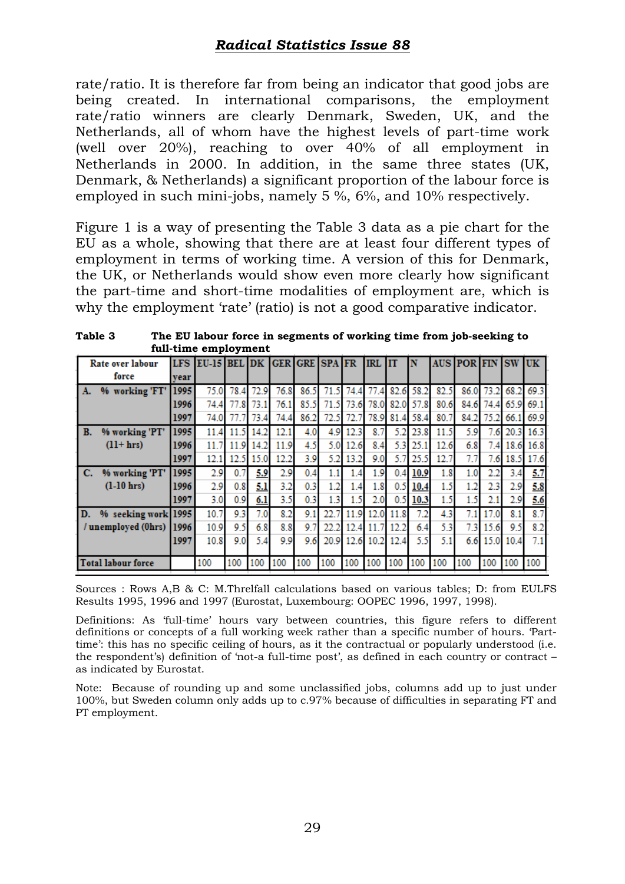rate/ratio. It is therefore far from being an indicator that good jobs are being created. In international comparisons, the employment rate/ratio winners are clearly Denmark, Sweden, UK, and the Netherlands, all of whom have the highest levels of part-time work (well over 20%), reaching to over 40% of all employment in Netherlands in 2000. In addition, in the same three states (UK, Denmark, & Netherlands) a significant proportion of the labour force is employed in such mini-jobs, namely 5 %, 6%, and 10% respectively.

Figure 1 is a way of presenting the Table 3 data as a pie chart for the EU as a whole, showing that there are at least four different types of employment in terms of working time. A version of this for Denmark, the UK, or Netherlands would show even more clearly how significant the part-time and short-time modalities of employment are, which is why the employment 'rate' (ratio) is not a good comparative indicator.

**Table 3 The EU labour force in segments of working time from job-seeking to full-time employment**

| Rate over labour force | LFS year | EU-15 | BEL | DK | GER | GRE | SPA | FR | IRL | IT | N | AUS | POR | FIN | SW | UK |
|---|---|---|---|---|---|---|---|---|---|---|---|---|---|---|---|---|
| A. % working 'FT' | 1995 | 75.0 | 78.4 | 72.9 | 76.8 | 86.5 | 71.5 | 74.4 | 77.4 | 82.6 | 58.2 | 82.5 | 86.0 | 73.2 | 68.2 | 69.3 |
| | 1996 | 74.4 | 77.8 | 73.1 | 76.1 | 85.5 | 71.5 | 73.6 | 78.0 | 82.0 | 57.8 | 80.6 | 84.6 | 74.4 | 65.9 | 69.1 |
| | 1997 | 74.0 | 77.7 | 73.4 | 74.4 | 86.2 | 72.5 | 72.7 | 78.9 | 81.4 | 58.4 | 80.7 | 84.2 | 75.2 | 66.1 | 69.9 |
| B. % working 'PT' (11+ hrs) | 1995 | 11.4 | 11.5 | 14.2 | 12.1 | 4.0 | 4.9 | 12.3 | 8.7 | 5.2 | 23.8 | 11.5 | 5.9 | 7.6 | 20.3 | 16.3 |
| | 1996 | 11.7 | 11.9 | 14.2 | 11.9 | 4.5 | 5.0 | 12.6 | 8.4 | 5.3 | 25.1 | 12.6 | 6.8 | 7.4 | 18.6 | 16.8 |
| | 1997 | 12.1 | 12.5 | 15.0 | 12.2 | 3.9 | 5.2 | 13.2 | 9.0 | 5.7 | 25.5 | 12.7 | 7.7 | 7.6 | 18.5 | 17.6 |
| C. % working 'PT' (1-10 hrs) | 1995 | 2.9 | 0.7 | **5.9** | 2.9 | 0.4 | 1.1 | 1.4 | 1.9 | 0.4 | **10.9** | 1.8 | 1.0 | 2.2 | 3.4 | **5.7** |
| | 1996 | 2.9 | 0.8 | **5.1** | 3.2 | 0.3 | 1.2 | 1.4 | 1.8 | 0.5 | **10.4** | 1.5 | 1.2 | 2.3 | 2.9 | **5.8** |
| | 1997 | 3.0 | 0.9 | **6.1** | 3.5 | 0.3 | 1.3 | 1.5 | 2.0 | 0.5 | **10.3** | 1.5 | 1.5 | 2.1 | 2.9 | **5.6** |
| D. % seeking work / unemployed (0hrs) | 1995 | 10.7 | 9.3 | 7.0 | 8.2 | 9.1 | 22.7 | 11.9 | 12.0 | 11.8 | 7.2 | 4.3 | 7.1 | 17.0 | 8.1 | 8.7 |
| | 1996 | 10.9 | 9.5 | 6.8 | 8.8 | 9.7 | 22.2 | 12.4 | 11.7 | 12.2 | 6.4 | 5.3 | 7.3 | 15.6 | 9.5 | 8.2 |
| | 1997 | 10.8 | 9.0 | 5.4 | 9.9 | 9.6 | 20.9 | 12.6 | 10.2 | 12.4 | 5.5 | 5.1 | 6.6 | 15.0 | 10.4 | 7.1 |
| Total labour force | | 100 | 100 | 100 | 100 | 100 | 100 | 100 | 100 | 100 | 100 | 100 | 100 | 100 | 100 | 100 |

Sources : Rows A,B & C: M.Threlfall calculations based on various tables; D: from EULFS Results 1995, 1996 and 1997 (Eurostat, Luxembourg: OOPEC 1996, 1997, 1998).

Definitions: As 'full-time' hours vary between countries, this figure refers to different definitions or concepts of a full working week rather than a specific number of hours. 'Part-time': this has no specific ceiling of hours, as it the contractual or popularly understood (i.e. the respondent's) definition of 'not-a full-time post', as defined in each country or contract – as indicated by Eurostat.

Note: Because of rounding up and some unclassified jobs, columns add up to just under 100%, but Sweden column only adds up to c.97% because of difficulties in separating FT and PT employment.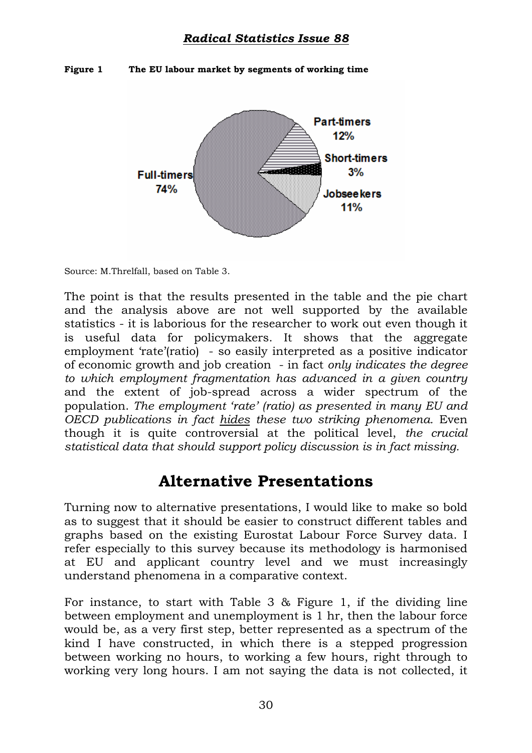**Figure 1 The EU labour market by segments of working time**

Source: M.Threlfall, based on Table 3.

The point is that the results presented in the table and the pie chart and the analysis above are not well supported by the available statistics - it is laborious for the researcher to work out even though it is useful data for policymakers. It shows that the aggregate employment 'rate'(ratio) - so easily interpreted as a positive indicator of economic growth and job creation - in fact *only indicates the degree to which employment fragmentation has advanced in a given country* and the extent of job-spread across a wider spectrum of the population. *The employment 'rate' (ratio) as presented in many EU and OECD publications in fact hides these two striking phenomena.* Even though it is quite controversial at the political level, *the crucial statistical data that should support policy discussion is in fact missing.*

## Alternative Presentations

Turning now to alternative presentations, I would like to make so bold as to suggest that it should be easier to construct different tables and graphs based on the existing Eurostat Labour Force Survey data. I refer especially to this survey because its methodology is harmonised at EU and applicant country level and we must increasingly understand phenomena in a comparative context.

For instance, to start with Table 3 & Figure 1, if the dividing line between employment and unemployment is 1 hr, then the labour force would be, as a very first step, better represented as a spectrum of the kind I have constructed, in which there is a stepped progression between working no hours, to working a few hours, right through to working very long hours. I am not saying the data is not collected, it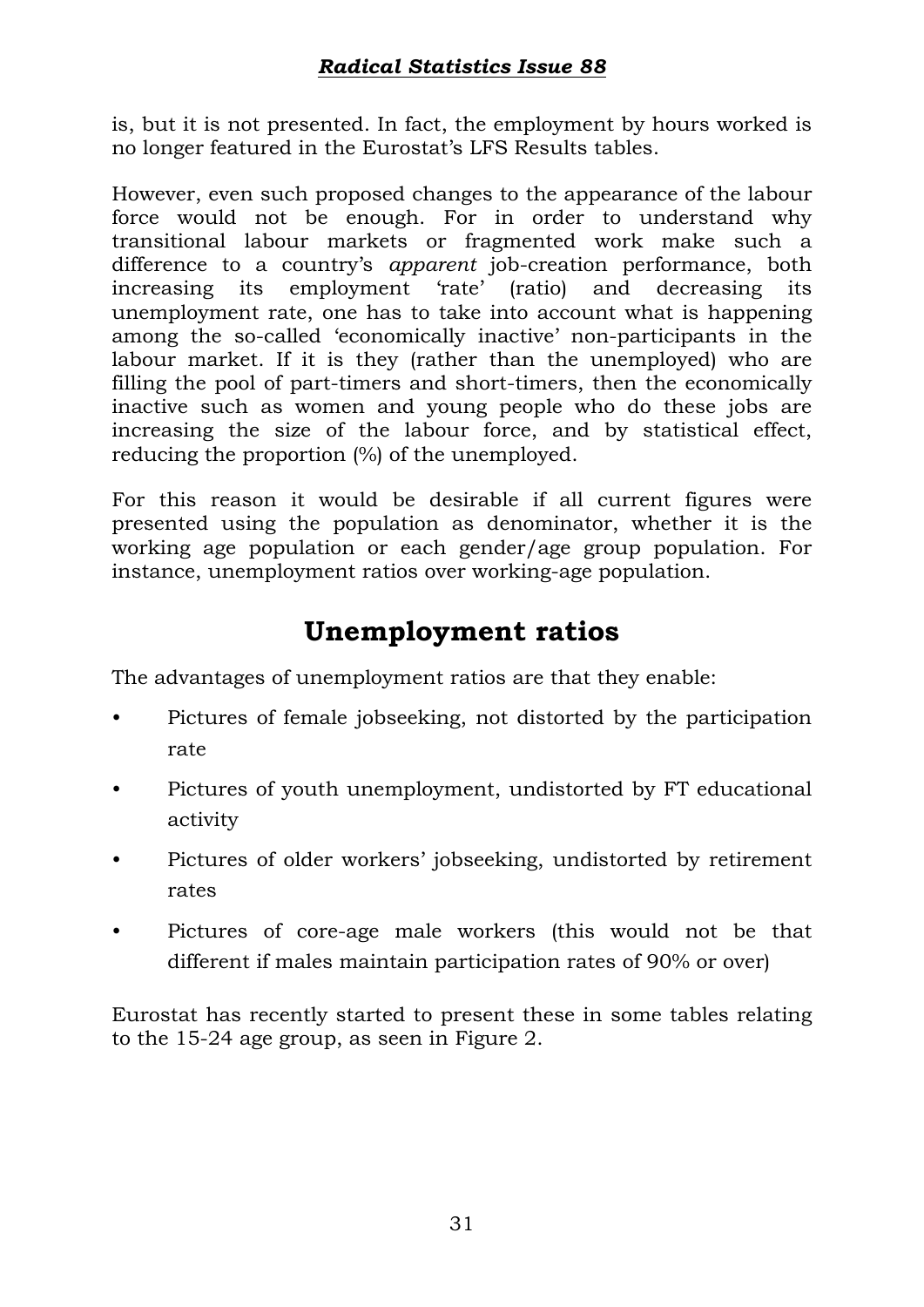is, but it is not presented. In fact, the employment by hours worked is no longer featured in the Eurostat's LFS Results tables.

However, even such proposed changes to the appearance of the labour force would not be enough. For in order to understand why transitional labour markets or fragmented work make such a difference to a country's *apparent* job-creation performance, both increasing its employment 'rate' (ratio) and decreasing its unemployment rate, one has to take into account what is happening among the so-called 'economically inactive' non-participants in the labour market. If it is they (rather than the unemployed) who are filling the pool of part-timers and short-timers, then the economically inactive such as women and young people who do these jobs are increasing the size of the labour force, and by statistical effect, reducing the proportion (%) of the unemployed.

For this reason it would be desirable if all current figures were presented using the population as denominator, whether it is the working age population or each gender/age group population. For instance, unemployment ratios over working-age population.

## Unemployment ratios

The advantages of unemployment ratios are that they enable:

- Pictures of female jobseeking, not distorted by the participation rate
- Pictures of youth unemployment, undistorted by FT educational activity
- Pictures of older workers' jobseeking, undistorted by retirement rates
- Pictures of core-age male workers (this would not be that different if males maintain participation rates of 90% or over)

Eurostat has recently started to present these in some tables relating to the 15-24 age group, as seen in Figure 2.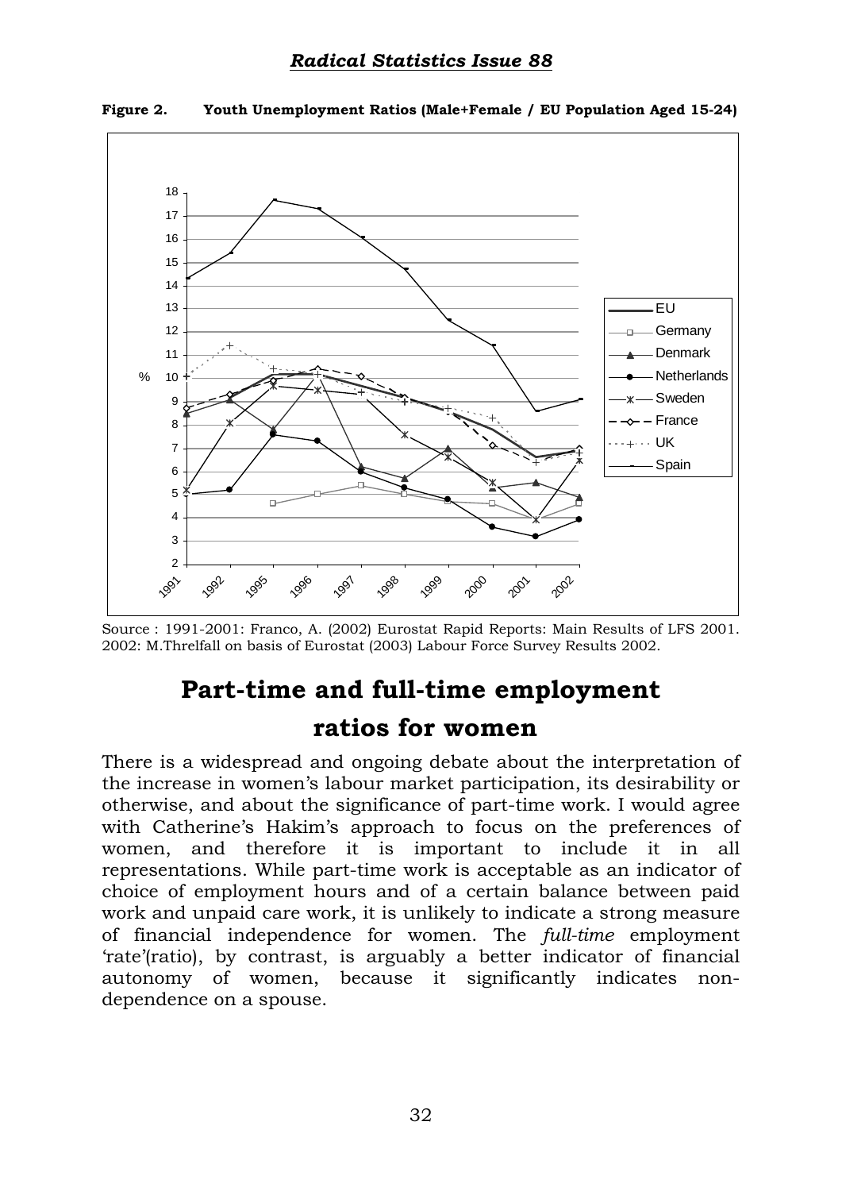**Figure 2. Youth Unemployment Ratios (Male+Female / EU Population Aged 15-24)**

Source : 1991-2001: Franco, A. (2002) Eurostat Rapid Reports: Main Results of LFS 2001. 2002: M.Threlfall on basis of Eurostat (2003) Labour Force Survey Results 2002.

## Part-time and full-time employment ratios for women

There is a widespread and ongoing debate about the interpretation of the increase in women's labour market participation, its desirability or otherwise, and about the significance of part-time work. I would agree with Catherine's Hakim's approach to focus on the preferences of women, and therefore it is important to include it in all representations. While part-time work is acceptable as an indicator of choice of employment hours and of a certain balance between paid work and unpaid care work, it is unlikely to indicate a strong measure of financial independence for women. The *full-time* employment 'rate'(ratio), by contrast, is arguably a better indicator of financial autonomy of women, because it significantly indicates non-dependence on a spouse.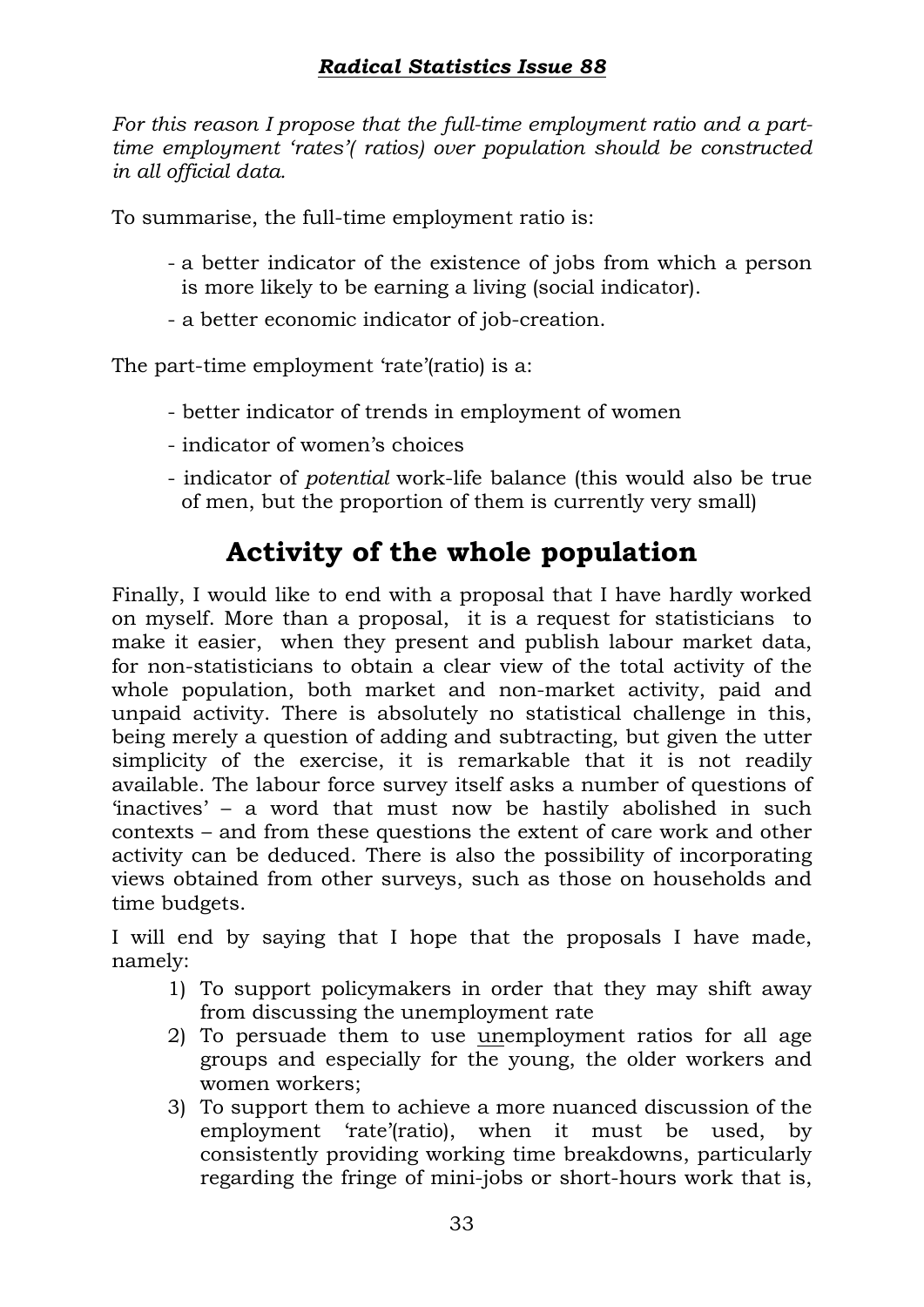*For this reason I propose that the full-time employment ratio and a part-time employment 'rates'( ratios) over population should be constructed in all official data.*

To summarise, the full-time employment ratio is:

- a better indicator of the existence of jobs from which a person is more likely to be earning a living (social indicator).
- a better economic indicator of job-creation.

The part-time employment 'rate'(ratio) is a:

- better indicator of trends in employment of women
- indicator of women's choices
- indicator of *potential* work-life balance (this would also be true of men, but the proportion of them is currently very small)

## Activity of the whole population

Finally, I would like to end with a proposal that I have hardly worked on myself. More than a proposal, it is a request for statisticians to make it easier, when they present and publish labour market data, for non-statisticians to obtain a clear view of the total activity of the whole population, both market and non-market activity, paid and unpaid activity. There is absolutely no statistical challenge in this, being merely a question of adding and subtracting, but given the utter simplicity of the exercise, it is remarkable that it is not readily available. The labour force survey itself asks a number of questions of 'inactives' – a word that must now be hastily abolished in such contexts – and from these questions the extent of care work and other activity can be deduced. There is also the possibility of incorporating views obtained from other surveys, such as those on households and time budgets.

I will end by saying that I hope that the proposals I have made, namely:

1) To support policymakers in order that they may shift away from discussing the unemployment rate
2) To persuade them to use <u>un</u>employment ratios for all age groups and especially for the young, the older workers and women workers;
3) To support them to achieve a more nuanced discussion of the employment 'rate'(ratio), when it must be used, by consistently providing working time breakdowns, particularly regarding the fringe of mini-jobs or short-hours work that is,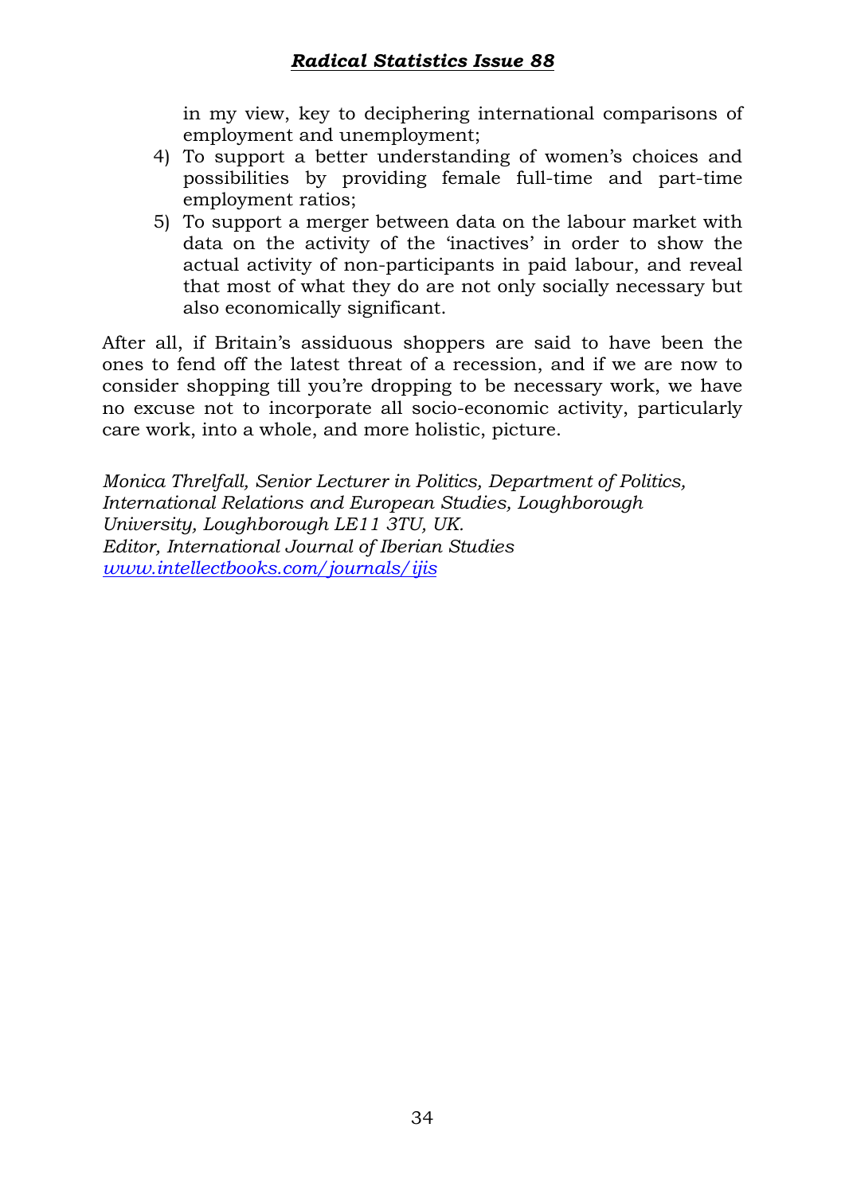in my view, key to deciphering international comparisons of employment and unemployment;

4) To support a better understanding of women's choices and possibilities by providing female full-time and part-time employment ratios;
5) To support a merger between data on the labour market with data on the activity of the 'inactives' in order to show the actual activity of non-participants in paid labour, and reveal that most of what they do are not only socially necessary but also economically significant.

After all, if Britain's assiduous shoppers are said to have been the ones to fend off the latest threat of a recession, and if we are now to consider shopping till you're dropping to be necessary work, we have no excuse not to incorporate all socio-economic activity, particularly care work, into a whole, and more holistic, picture.

*Monica Threlfall, Senior Lecturer in Politics, Department of Politics, International Relations and European Studies, Loughborough University, Loughborough LE11 3TU, UK.*
*Editor, International Journal of Iberian Studies*
*www.intellectbooks.com/journals/ijis*